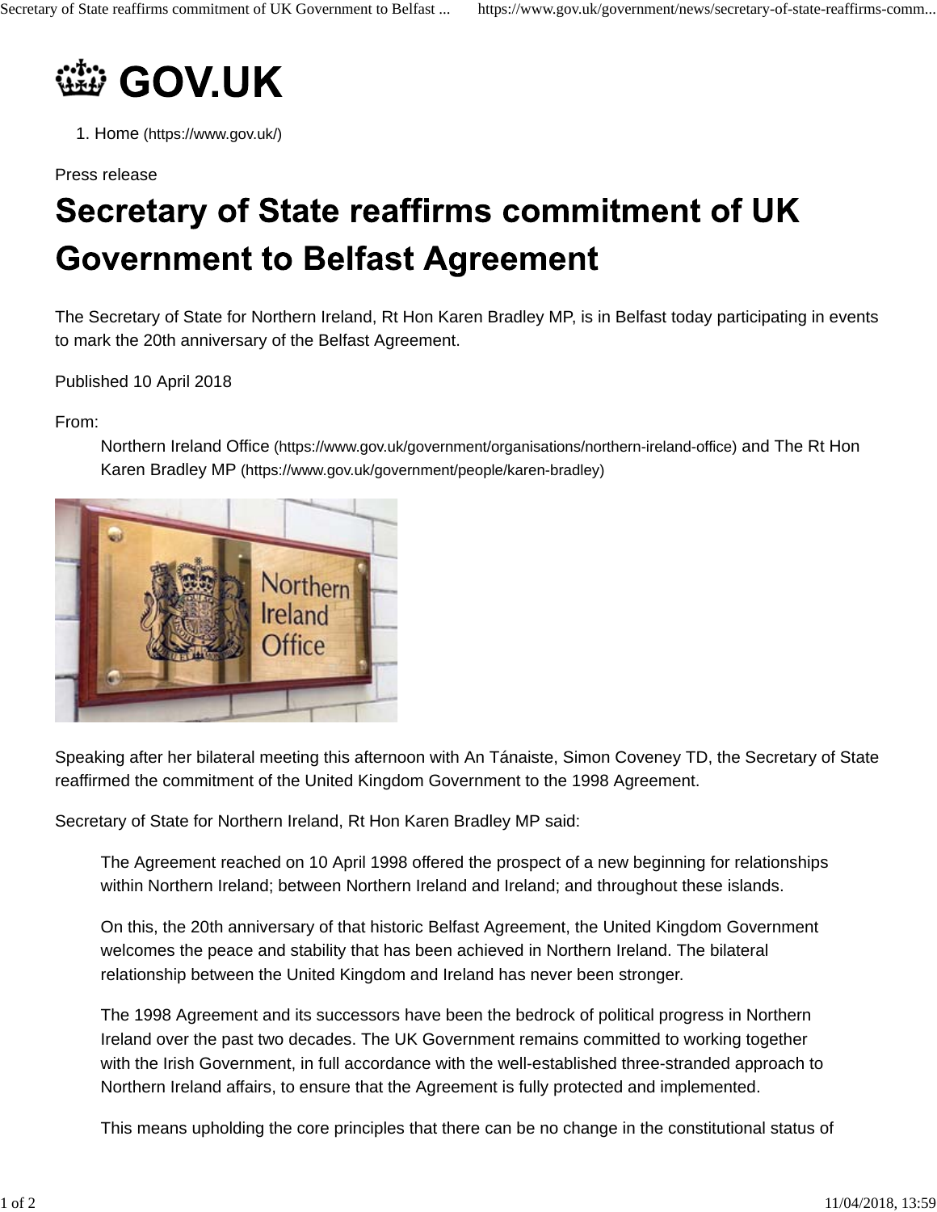# GOV.UK

1. Home (https://www.gov.uk/)

Press release

# Secretary of State reaffirms commitment of UK Government to Belfast Agreement

The Secretary of State for Northern Ireland, Rt Hon Karen Bradley MP, is in Belfast today participating in events to mark the 20th anniversary of the Belfast Agreement.

Published 10 April 2018

From:

> Northern Ireland Office (https://www.gov.uk/government/organisations/northern-ireland-office) and The Rt Hon Karen Bradley MP (https://www.gov.uk/government/people/karen-bradley)

Speaking after her bilateral meeting this afternoon with An Tánaiste, Simon Coveney TD, the Secretary of State reaffirmed the commitment of the United Kingdom Government to the 1998 Agreement.

Secretary of State for Northern Ireland, Rt Hon Karen Bradley MP said:

> The Agreement reached on 10 April 1998 offered the prospect of a new beginning for relationships within Northern Ireland; between Northern Ireland and Ireland; and throughout these islands.
>
> On this, the 20th anniversary of that historic Belfast Agreement, the United Kingdom Government welcomes the peace and stability that has been achieved in Northern Ireland. The bilateral relationship between the United Kingdom and Ireland has never been stronger.
>
> The 1998 Agreement and its successors have been the bedrock of political progress in Northern Ireland over the past two decades. The UK Government remains committed to working together with the Irish Government, in full accordance with the well-established three-stranded approach to Northern Ireland affairs, to ensure that the Agreement is fully protected and implemented.
>
> This means upholding the core principles that there can be no change in the constitutional status of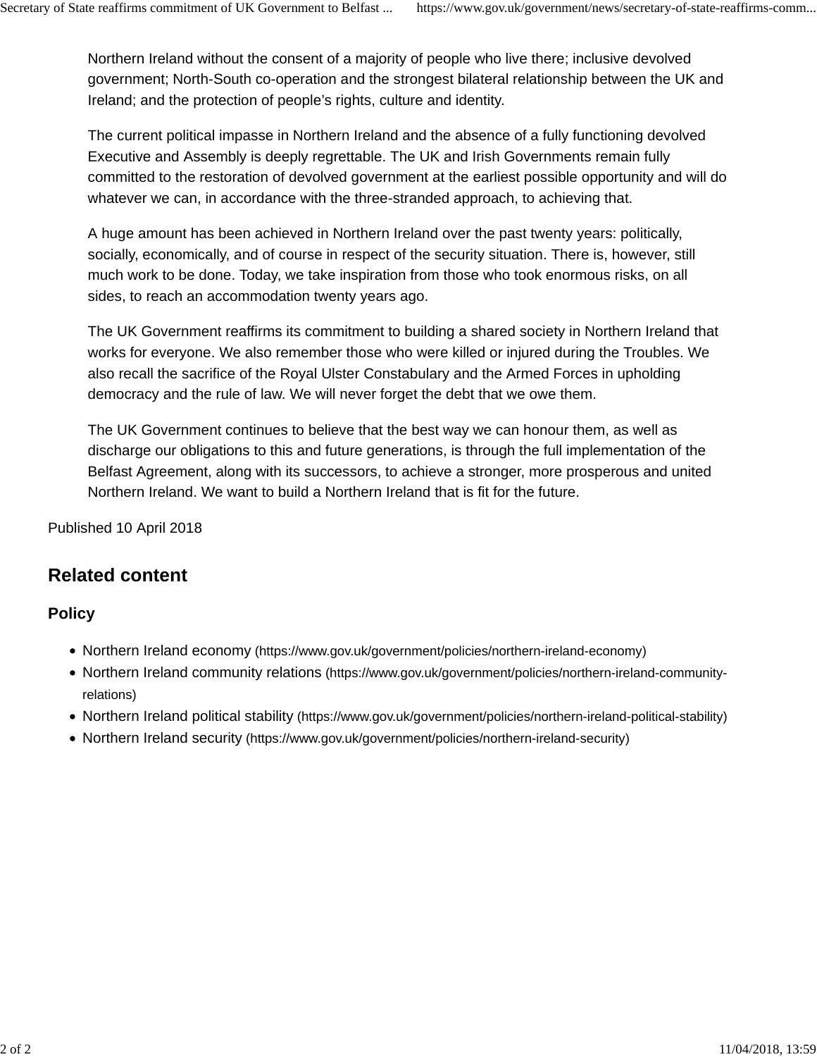Northern Ireland without the consent of a majority of people who live there; inclusive devolved government; North-South co-operation and the strongest bilateral relationship between the UK and Ireland; and the protection of people's rights, culture and identity.

The current political impasse in Northern Ireland and the absence of a fully functioning devolved Executive and Assembly is deeply regrettable. The UK and Irish Governments remain fully committed to the restoration of devolved government at the earliest possible opportunity and will do whatever we can, in accordance with the three-stranded approach, to achieving that.

A huge amount has been achieved in Northern Ireland over the past twenty years: politically, socially, economically, and of course in respect of the security situation. There is, however, still much work to be done. Today, we take inspiration from those who took enormous risks, on all sides, to reach an accommodation twenty years ago.

The UK Government reaffirms its commitment to building a shared society in Northern Ireland that works for everyone. We also remember those who were killed or injured during the Troubles. We also recall the sacrifice of the Royal Ulster Constabulary and the Armed Forces in upholding democracy and the rule of law. We will never forget the debt that we owe them.

The UK Government continues to believe that the best way we can honour them, as well as discharge our obligations to this and future generations, is through the full implementation of the Belfast Agreement, along with its successors, to achieve a stronger, more prosperous and united Northern Ireland. We want to build a Northern Ireland that is fit for the future.

Published 10 April 2018

## Related content

### Policy

- Northern Ireland economy (https://www.gov.uk/government/policies/northern-ireland-economy)
- Northern Ireland community relations (https://www.gov.uk/government/policies/northern-ireland-community-relations)
- Northern Ireland political stability (https://www.gov.uk/government/policies/northern-ireland-political-stability)
- Northern Ireland security (https://www.gov.uk/government/policies/northern-ireland-security)